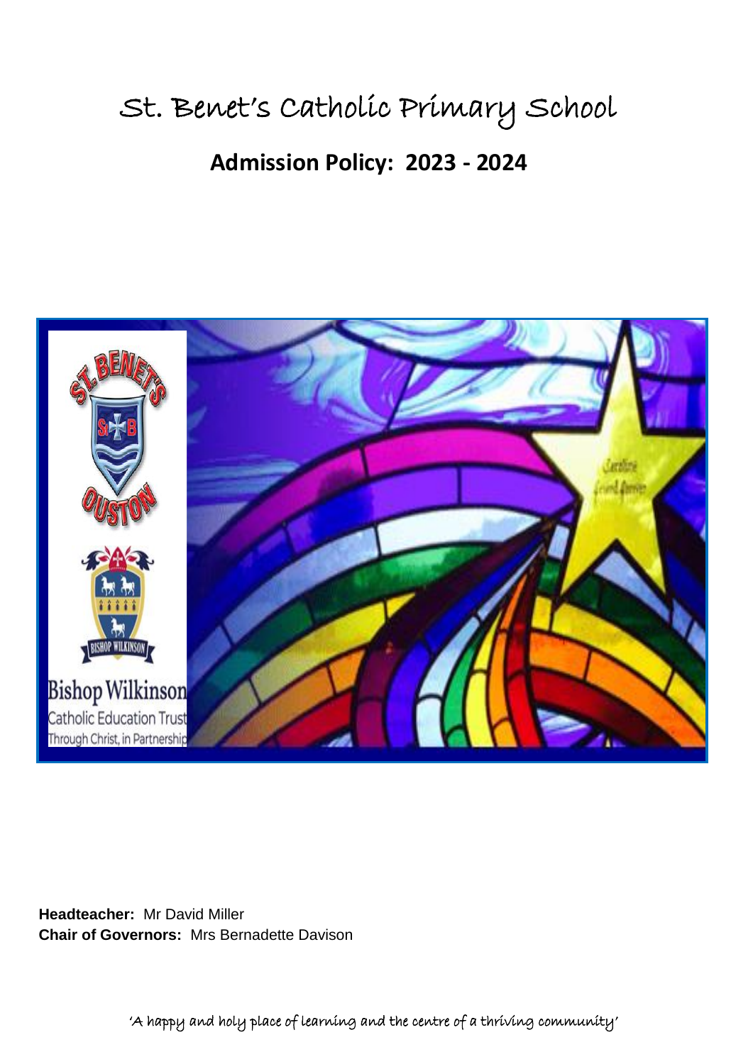# St. Benet's Catholic Primary School

## Admission Policy: 2023 - 2024

**Headteacher:** Mr David Miller
**Chair of Governors:** Mrs Bernadette Davison

'A happy and holy place of learning and the centre of a thriving community'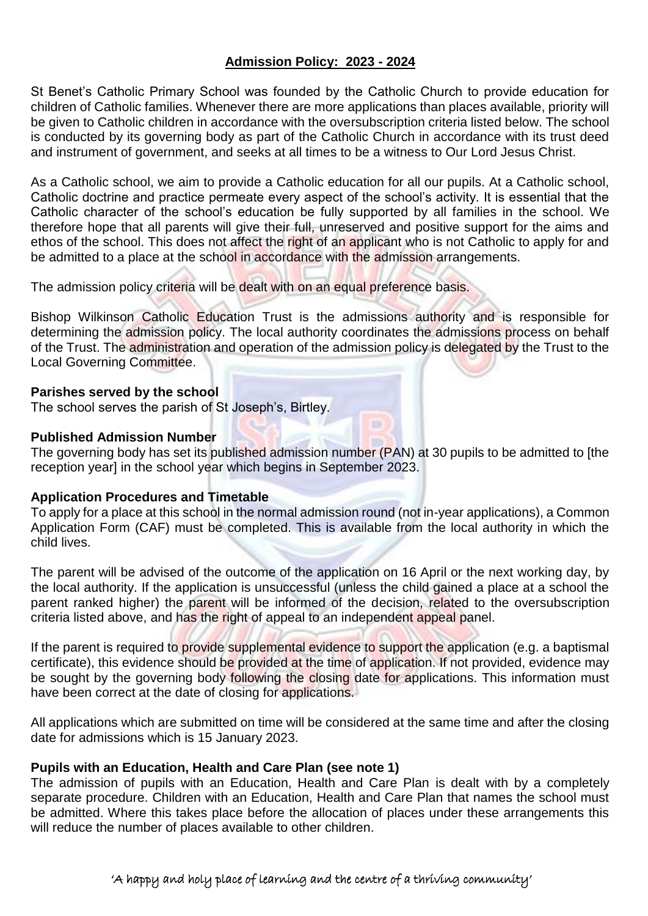## Admission Policy: 2023 - 2024

St Benet's Catholic Primary School was founded by the Catholic Church to provide education for children of Catholic families. Whenever there are more applications than places available, priority will be given to Catholic children in accordance with the oversubscription criteria listed below. The school is conducted by its governing body as part of the Catholic Church in accordance with its trust deed and instrument of government, and seeks at all times to be a witness to Our Lord Jesus Christ.

As a Catholic school, we aim to provide a Catholic education for all our pupils. At a Catholic school, Catholic doctrine and practice permeate every aspect of the school's activity. It is essential that the Catholic character of the school's education be fully supported by all families in the school. We therefore hope that all parents will give their full, unreserved and positive support for the aims and ethos of the school. This does not affect the right of an applicant who is not Catholic to apply for and be admitted to a place at the school in accordance with the admission arrangements.

The admission policy criteria will be dealt with on an equal preference basis.

Bishop Wilkinson Catholic Education Trust is the admissions authority and is responsible for determining the admission policy. The local authority coordinates the admissions process on behalf of the Trust. The administration and operation of the admission policy is delegated by the Trust to the Local Governing Committee.

### Parishes served by the school

The school serves the parish of St Joseph's, Birtley.

### Published Admission Number

The governing body has set its published admission number (PAN) at 30 pupils to be admitted to [the reception year] in the school year which begins in September 2023.

### Application Procedures and Timetable

To apply for a place at this school in the normal admission round (not in-year applications), a Common Application Form (CAF) must be completed. This is available from the local authority in which the child lives.

The parent will be advised of the outcome of the application on 16 April or the next working day, by the local authority. If the application is unsuccessful (unless the child gained a place at a school the parent ranked higher) the parent will be informed of the decision, related to the oversubscription criteria listed above, and has the right of appeal to an independent appeal panel.

If the parent is required to provide supplemental evidence to support the application (e.g. a baptismal certificate), this evidence should be provided at the time of application. If not provided, evidence may be sought by the governing body following the closing date for applications. This information must have been correct at the date of closing for applications.

All applications which are submitted on time will be considered at the same time and after the closing date for admissions which is 15 January 2023.

### Pupils with an Education, Health and Care Plan (see note 1)

The admission of pupils with an Education, Health and Care Plan is dealt with by a completely separate procedure. Children with an Education, Health and Care Plan that names the school must be admitted. Where this takes place before the allocation of places under these arrangements this will reduce the number of places available to other children.

'A happy and holy place of learning and the centre of a thriving community'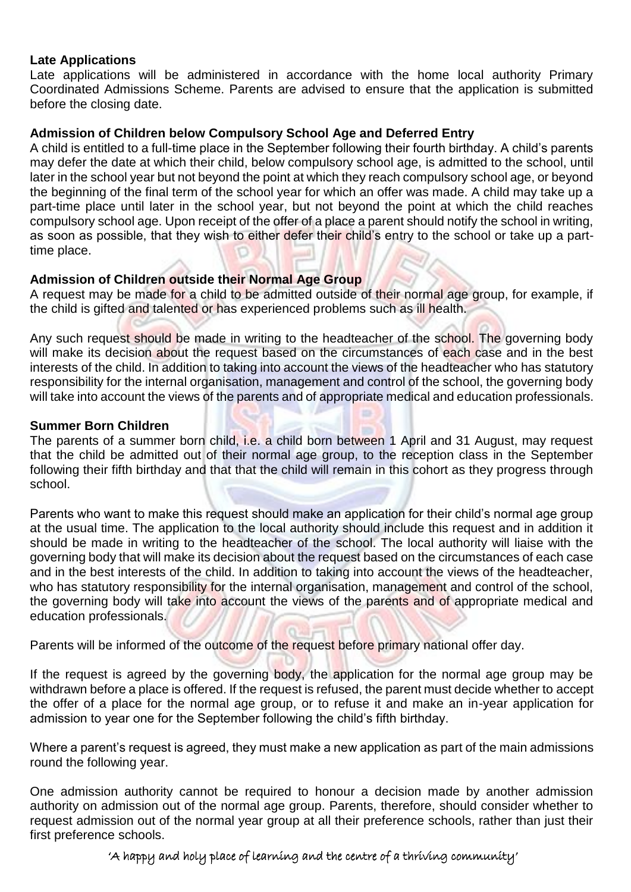**Late Applications**

Late applications will be administered in accordance with the home local authority Primary Coordinated Admissions Scheme. Parents are advised to ensure that the application is submitted before the closing date.

**Admission of Children below Compulsory School Age and Deferred Entry**

A child is entitled to a full-time place in the September following their fourth birthday. A child's parents may defer the date at which their child, below compulsory school age, is admitted to the school, until later in the school year but not beyond the point at which they reach compulsory school age, or beyond the beginning of the final term of the school year for which an offer was made. A child may take up a part-time place until later in the school year, but not beyond the point at which the child reaches compulsory school age. Upon receipt of the offer of a place a parent should notify the school in writing, as soon as possible, that they wish to either defer their child's entry to the school or take up a part-time place.

**Admission of Children outside their Normal Age Group**

A request may be made for a child to be admitted outside of their normal age group, for example, if the child is gifted and talented or has experienced problems such as ill health.

Any such request should be made in writing to the headteacher of the school. The governing body will make its decision about the request based on the circumstances of each case and in the best interests of the child. In addition to taking into account the views of the headteacher who has statutory responsibility for the internal organisation, management and control of the school, the governing body will take into account the views of the parents and of appropriate medical and education professionals.

**Summer Born Children**

The parents of a summer born child, i.e. a child born between 1 April and 31 August, may request that the child be admitted out of their normal age group, to the reception class in the September following their fifth birthday and that that the child will remain in this cohort as they progress through school.

Parents who want to make this request should make an application for their child's normal age group at the usual time. The application to the local authority should include this request and in addition it should be made in writing to the headteacher of the school. The local authority will liaise with the governing body that will make its decision about the request based on the circumstances of each case and in the best interests of the child. In addition to taking into account the views of the headteacher, who has statutory responsibility for the internal organisation, management and control of the school, the governing body will take into account the views of the parents and of appropriate medical and education professionals.

Parents will be informed of the outcome of the request before primary national offer day.

If the request is agreed by the governing body, the application for the normal age group may be withdrawn before a place is offered. If the request is refused, the parent must decide whether to accept the offer of a place for the normal age group, or to refuse it and make an in-year application for admission to year one for the September following the child's fifth birthday.

Where a parent's request is agreed, they must make a new application as part of the main admissions round the following year.

One admission authority cannot be required to honour a decision made by another admission authority on admission out of the normal age group. Parents, therefore, should consider whether to request admission out of the normal year group at all their preference schools, rather than just their first preference schools.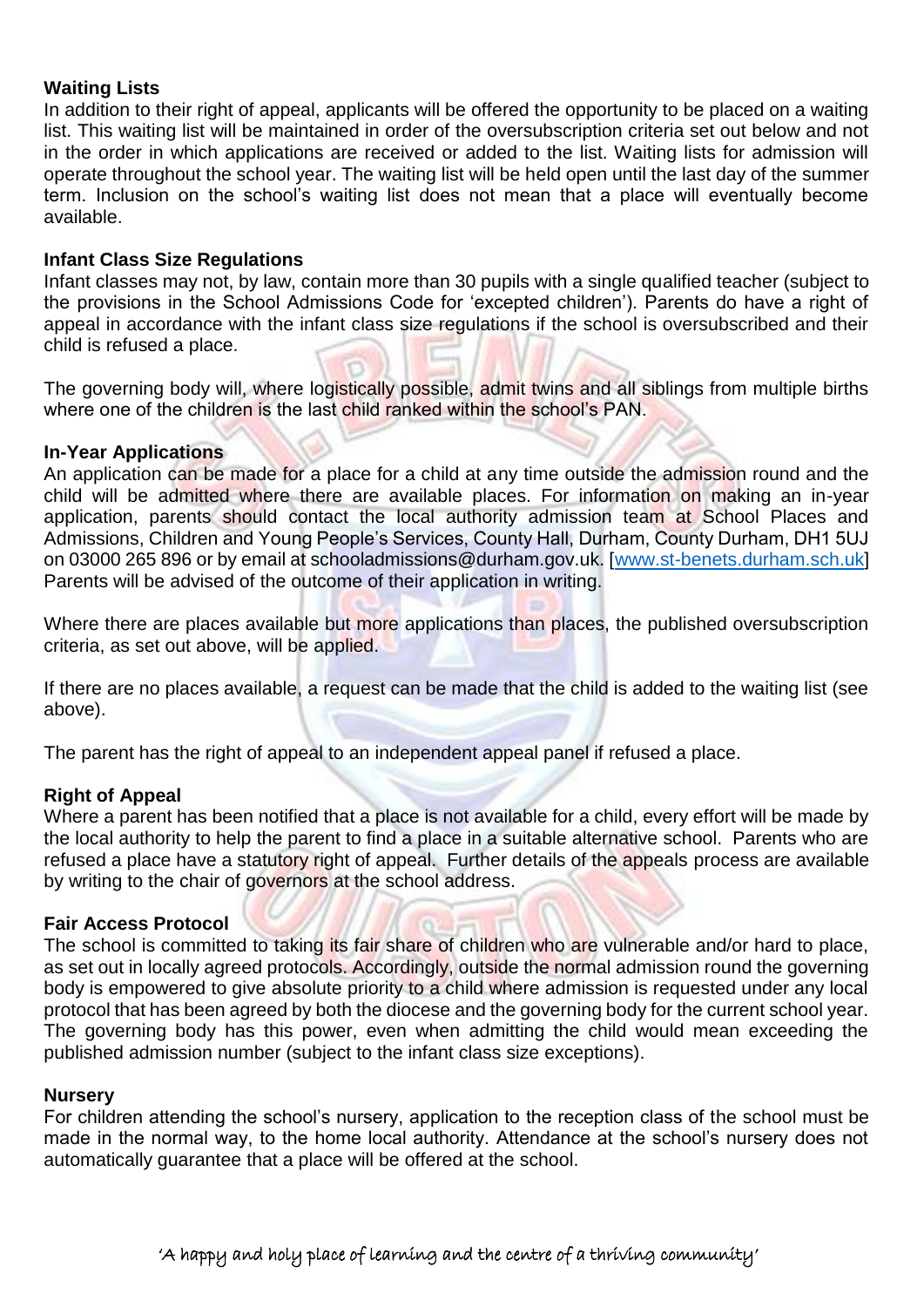**Waiting Lists**

In addition to their right of appeal, applicants will be offered the opportunity to be placed on a waiting list. This waiting list will be maintained in order of the oversubscription criteria set out below and not in the order in which applications are received or added to the list. Waiting lists for admission will operate throughout the school year. The waiting list will be held open until the last day of the summer term. Inclusion on the school's waiting list does not mean that a place will eventually become available.

**Infant Class Size Regulations**

Infant classes may not, by law, contain more than 30 pupils with a single qualified teacher (subject to the provisions in the School Admissions Code for 'excepted children'). Parents do have a right of appeal in accordance with the infant class size regulations if the school is oversubscribed and their child is refused a place.

The governing body will, where logistically possible, admit twins and all siblings from multiple births where one of the children is the last child ranked within the school's PAN.

**In-Year Applications**

An application can be made for a place for a child at any time outside the admission round and the child will be admitted where there are available places. For information on making an in-year application, parents should contact the local authority admission team at School Places and Admissions, Children and Young People's Services, County Hall, Durham, County Durham, DH1 5UJ on 03000 265 896 or by email at schooladmissions@durham.gov.uk. [www.st-benets.durham.sch.uk] Parents will be advised of the outcome of their application in writing.

Where there are places available but more applications than places, the published oversubscription criteria, as set out above, will be applied.

If there are no places available, a request can be made that the child is added to the waiting list (see above).

The parent has the right of appeal to an independent appeal panel if refused a place.

**Right of Appeal**

Where a parent has been notified that a place is not available for a child, every effort will be made by the local authority to help the parent to find a place in a suitable alternative school. Parents who are refused a place have a statutory right of appeal. Further details of the appeals process are available by writing to the chair of governors at the school address.

**Fair Access Protocol**

The school is committed to taking its fair share of children who are vulnerable and/or hard to place, as set out in locally agreed protocols. Accordingly, outside the normal admission round the governing body is empowered to give absolute priority to a child where admission is requested under any local protocol that has been agreed by both the diocese and the governing body for the current school year. The governing body has this power, even when admitting the child would mean exceeding the published admission number (subject to the infant class size exceptions).

**Nursery**

For children attending the school's nursery, application to the reception class of the school must be made in the normal way, to the home local authority. Attendance at the school's nursery does not automatically guarantee that a place will be offered at the school.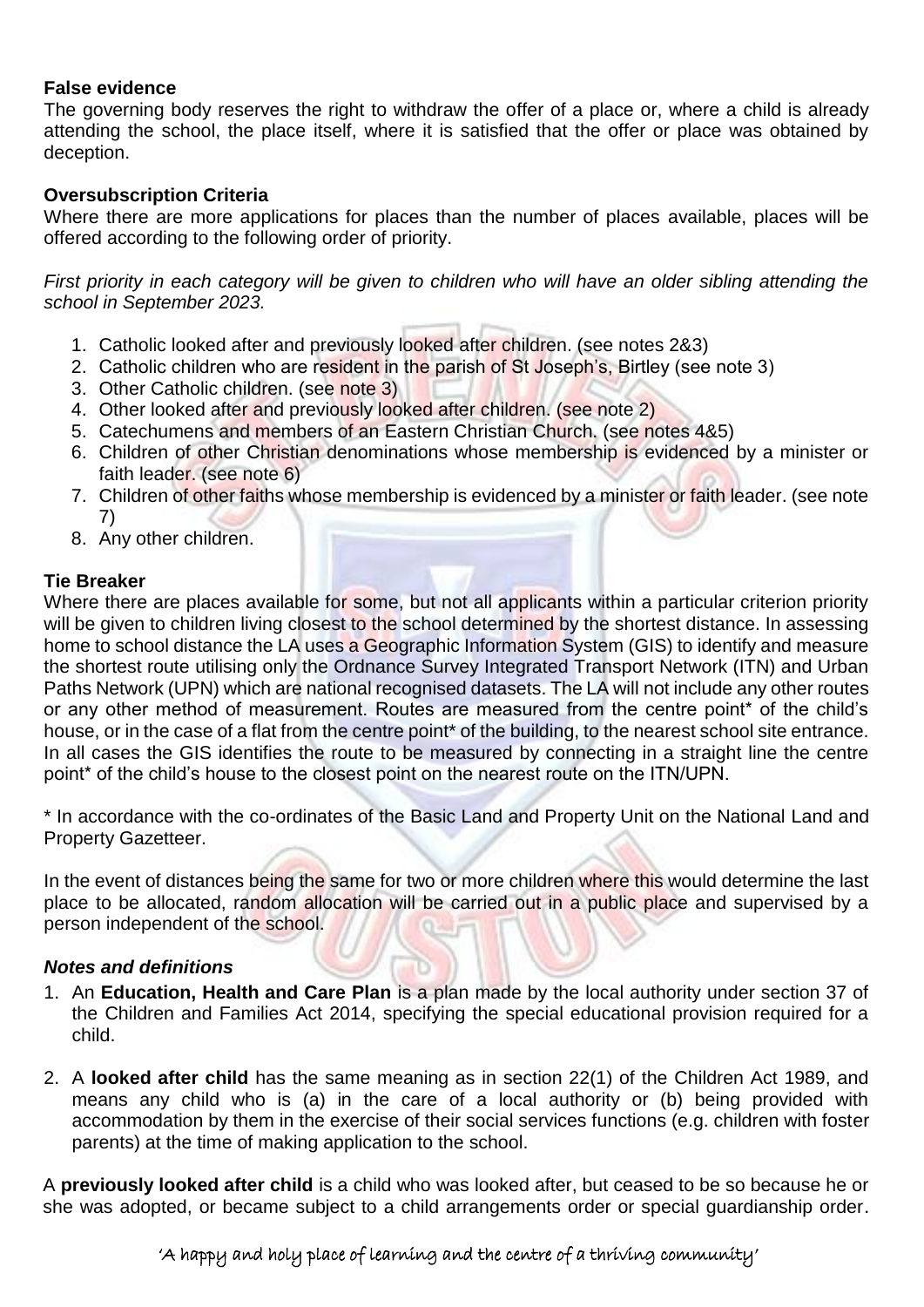**False evidence**
The governing body reserves the right to withdraw the offer of a place or, where a child is already attending the school, the place itself, where it is satisfied that the offer or place was obtained by deception.

**Oversubscription Criteria**
Where there are more applications for places than the number of places available, places will be offered according to the following order of priority.

*First priority in each category will be given to children who will have an older sibling attending the school in September 2023.*

1. Catholic looked after and previously looked after children. (see notes 2&3)
2. Catholic children who are resident in the parish of St Joseph's, Birtley (see note 3)
3. Other Catholic children. (see note 3)
4. Other looked after and previously looked after children. (see note 2)
5. Catechumens and members of an Eastern Christian Church. (see notes 4&5)
6. Children of other Christian denominations whose membership is evidenced by a minister or faith leader. (see note 6)
7. Children of other faiths whose membership is evidenced by a minister or faith leader. (see note 7)
8. Any other children.

**Tie Breaker**
Where there are places available for some, but not all applicants within a particular criterion priority will be given to children living closest to the school determined by the shortest distance. In assessing home to school distance the LA uses a Geographic Information System (GIS) to identify and measure the shortest route utilising only the Ordnance Survey Integrated Transport Network (ITN) and Urban Paths Network (UPN) which are national recognised datasets. The LA will not include any other routes or any other method of measurement. Routes are measured from the centre point* of the child's house, or in the case of a flat from the centre point* of the building, to the nearest school site entrance. In all cases the GIS identifies the route to be measured by connecting in a straight line the centre point* of the child's house to the closest point on the nearest route on the ITN/UPN.

* In accordance with the co-ordinates of the Basic Land and Property Unit on the National Land and Property Gazetteer.

In the event of distances being the same for two or more children where this would determine the last place to be allocated, random allocation will be carried out in a public place and supervised by a person independent of the school.

***Notes and definitions***

1. An **Education, Health and Care Plan** is a plan made by the local authority under section 37 of the Children and Families Act 2014, specifying the special educational provision required for a child.

2. A **looked after child** has the same meaning as in section 22(1) of the Children Act 1989, and means any child who is (a) in the care of a local authority or (b) being provided with accommodation by them in the exercise of their social services functions (e.g. children with foster parents) at the time of making application to the school.

A **previously looked after child** is a child who was looked after, but ceased to be so because he or she was adopted, or became subject to a child arrangements order or special guardianship order.

'A happy and holy place of learning and the centre of a thriving community'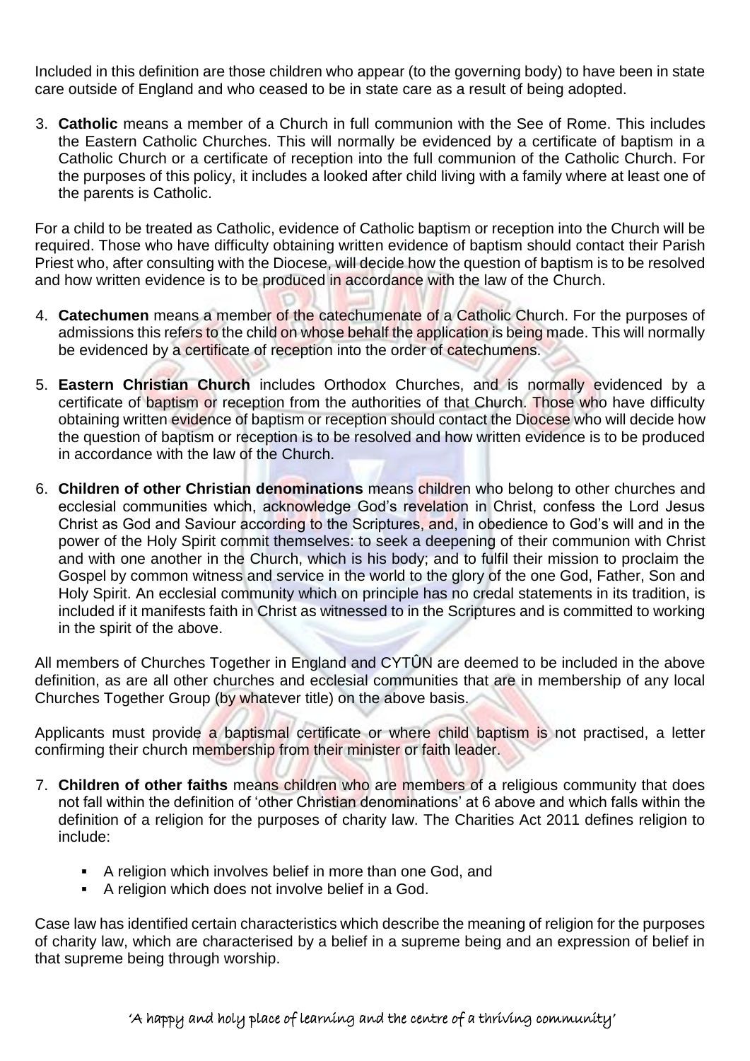Included in this definition are those children who appear (to the governing body) to have been in state care outside of England and who ceased to be in state care as a result of being adopted.

3. **Catholic** means a member of a Church in full communion with the See of Rome. This includes the Eastern Catholic Churches. This will normally be evidenced by a certificate of baptism in a Catholic Church or a certificate of reception into the full communion of the Catholic Church. For the purposes of this policy, it includes a looked after child living with a family where at least one of the parents is Catholic.

For a child to be treated as Catholic, evidence of Catholic baptism or reception into the Church will be required. Those who have difficulty obtaining written evidence of baptism should contact their Parish Priest who, after consulting with the Diocese, will decide how the question of baptism is to be resolved and how written evidence is to be produced in accordance with the law of the Church.

4. **Catechumen** means a member of the catechumenate of a Catholic Church. For the purposes of admissions this refers to the child on whose behalf the application is being made. This will normally be evidenced by a certificate of reception into the order of catechumens.

5. **Eastern Christian Church** includes Orthodox Churches, and is normally evidenced by a certificate of baptism or reception from the authorities of that Church. Those who have difficulty obtaining written evidence of baptism or reception should contact the Diocese who will decide how the question of baptism or reception is to be resolved and how written evidence is to be produced in accordance with the law of the Church.

6. **Children of other Christian denominations** means children who belong to other churches and ecclesial communities which, acknowledge God's revelation in Christ, confess the Lord Jesus Christ as God and Saviour according to the Scriptures, and, in obedience to God's will and in the power of the Holy Spirit commit themselves: to seek a deepening of their communion with Christ and with one another in the Church, which is his body; and to fulfil their mission to proclaim the Gospel by common witness and service in the world to the glory of the one God, Father, Son and Holy Spirit. An ecclesial community which on principle has no credal statements in its tradition, is included if it manifests faith in Christ as witnessed to in the Scriptures and is committed to working in the spirit of the above.

All members of Churches Together in England and CYTÛN are deemed to be included in the above definition, as are all other churches and ecclesial communities that are in membership of any local Churches Together Group (by whatever title) on the above basis.

Applicants must provide a baptismal certificate or where child baptism is not practised, a letter confirming their church membership from their minister or faith leader.

7. **Children of other faiths** means children who are members of a religious community that does not fall within the definition of 'other Christian denominations' at 6 above and which falls within the definition of a religion for the purposes of charity law. The Charities Act 2011 defines religion to include:

    - A religion which involves belief in more than one God, and
    - A religion which does not involve belief in a God.

Case law has identified certain characteristics which describe the meaning of religion for the purposes of charity law, which are characterised by a belief in a supreme being and an expression of belief in that supreme being through worship.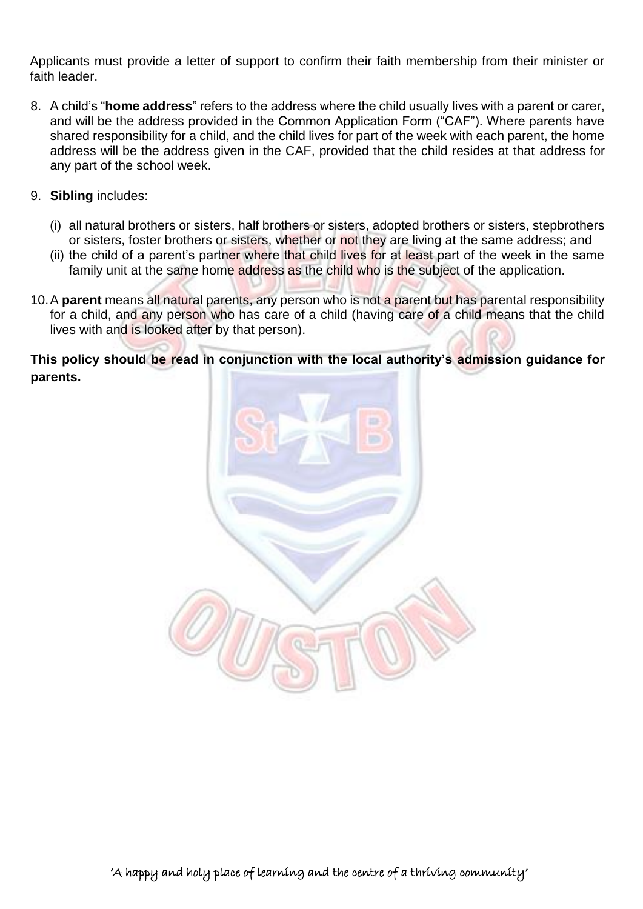Applicants must provide a letter of support to confirm their faith membership from their minister or faith leader.

8. A child's "**home address**" refers to the address where the child usually lives with a parent or carer, and will be the address provided in the Common Application Form ("CAF"). Where parents have shared responsibility for a child, and the child lives for part of the week with each parent, the home address will be the address given in the CAF, provided that the child resides at that address for any part of the school week.

9. **Sibling** includes:

   (i) all natural brothers or sisters, half brothers or sisters, adopted brothers or sisters, stepbrothers or sisters, foster brothers or sisters, whether or not they are living at the same address; and
   (ii) the child of a parent's partner where that child lives for at least part of the week in the same family unit at the same home address as the child who is the subject of the application.

10. A **parent** means all natural parents, any person who is not a parent but has parental responsibility for a child, and any person who has care of a child (having care of a child means that the child lives with and is looked after by that person).

**This policy should be read in conjunction with the local authority's admission guidance for parents.**

'A happy and holy place of learning and the centre of a thriving community'